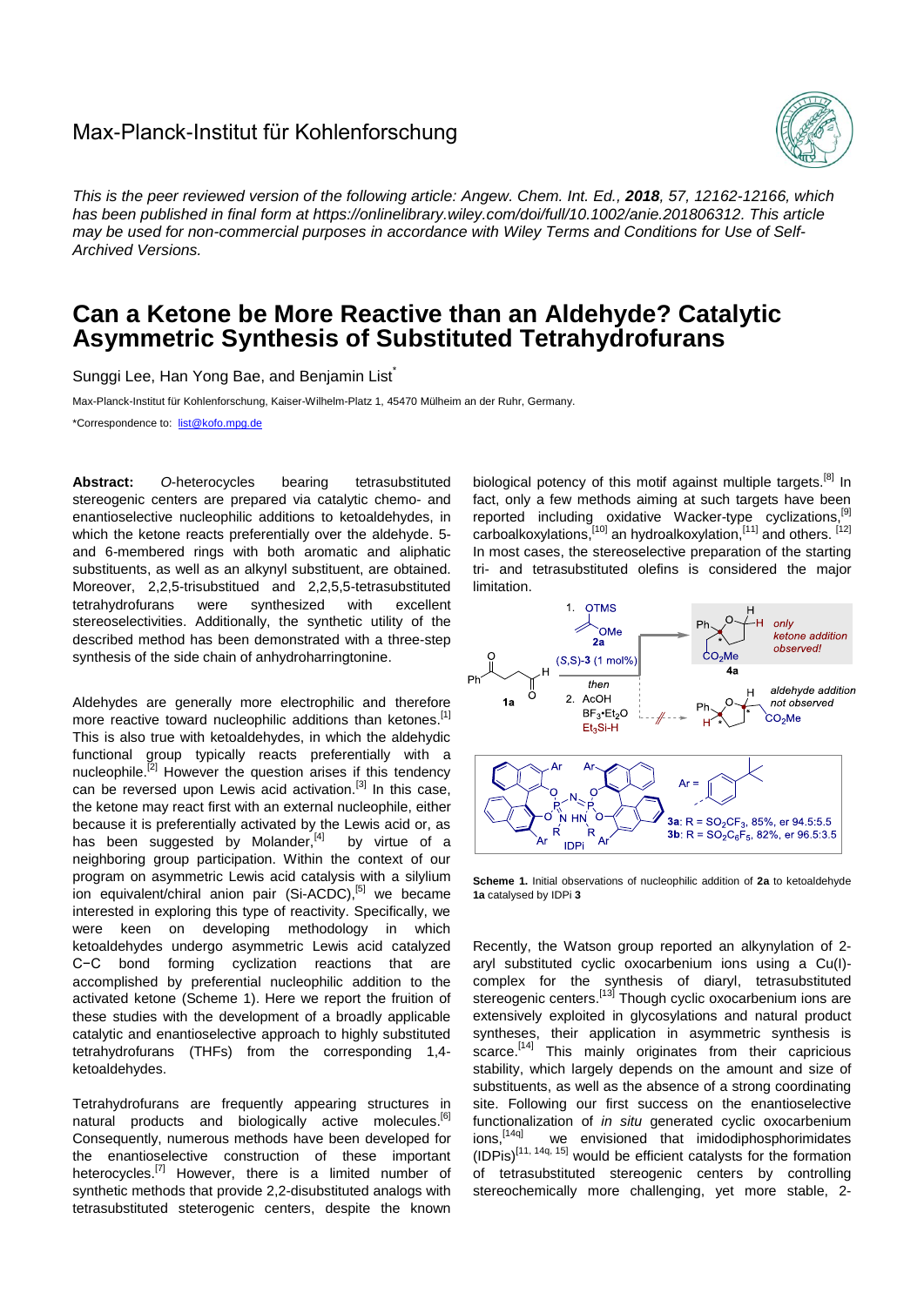Max-Planck-Institut für Kohlenforschung

*This is the peer reviewed version of the following article: Angew. Chem. Int. Ed.,* ***2018****, 57, 12162-12166, which has been published in final form at https://onlinelibrary.wiley.com/doi/full/10.1002/anie.201806312. This article may be used for non-commercial purposes in accordance with Wiley Terms and Conditions for Use of Self-Archived Versions.*

# Can a Ketone be More Reactive than an Aldehyde? Catalytic Asymmetric Synthesis of Substituted Tetrahydrofurans

Sunggi Lee, Han Yong Bae, and Benjamin List*

Max-Planck-Institut für Kohlenforschung, Kaiser-Wilhelm-Platz 1, 45470 Mülheim an der Ruhr, Germany.

*Correspondence to: list@kofo.mpg.de

**Abstract:** *O*-heterocycles bearing tetrasubstituted stereogenic centers are prepared via catalytic chemo- and enantioselective nucleophilic additions to ketoaldehydes, in which the ketone reacts preferentially over the aldehyde. 5- and 6-membered rings with both aromatic and aliphatic substituents, as well as an alkynyl substituent, are obtained. Moreover, 2,2,5-trisubstituted and 2,2,5,5-tetrasubstituted tetrahydrofurans were synthesized with excellent stereoselectivities. Additionally, the synthetic utility of the described method has been demonstrated with a three-step synthesis of the side chain of anhydroharringtonine.

Aldehydes are generally more electrophilic and therefore more reactive toward nucleophilic additions than ketones.[1] This is also true with ketoaldehydes, in which the aldehydic functional group typically reacts preferentially with a nucleophile.[2] However the question arises if this tendency can be reversed upon Lewis acid activation.[3] In this case, the ketone may react first with an external nucleophile, either because it is preferentially activated by the Lewis acid or, as has been suggested by Molander,[4] by virtue of a neighboring group participation. Within the context of our program on asymmetric Lewis acid catalysis with a silylium ion equivalent/chiral anion pair (Si-ACDC),[5] we became interested in exploring this type of reactivity. Specifically, we were keen on developing methodology in which ketoaldehydes undergo asymmetric Lewis acid catalyzed C−C bond forming cyclization reactions that are accomplished by preferential nucleophilic addition to the activated ketone (Scheme 1). Here we report the fruition of these studies with the development of a broadly applicable catalytic and enantioselective approach to highly substituted tetrahydrofurans (THFs) from the corresponding 1,4-ketoaldehydes.

Tetrahydrofurans are frequently appearing structures in natural products and biologically active molecules.[6] Consequently, numerous methods have been developed for the enantioselective construction of these important heterocycles.[7] However, there is a limited number of synthetic methods that provide 2,2-disubstituted analogs with tetrasubstituted steterogenic centers, despite the known biological potency of this motif against multiple targets.[8] In fact, only a few methods aiming at such targets have been reported including oxidative Wacker-type cyclizations,[9] carboalkoxylations,[10] an hydroalkoxylation,[11] and others. [12] In most cases, the stereoselective preparation of the starting tri- and tetrasubstituted olefins is considered the major limitation.

**Scheme 1.** Initial observations of nucleophilic addition of **2a** to ketoaldehyde **1a** catalysed by IDPi **3**

Recently, the Watson group reported an alkynylation of 2-aryl substituted cyclic oxocarbenium ions using a Cu(I)-complex for the synthesis of diaryl, tetrasubstituted stereogenic centers.[13] Though cyclic oxocarbenium ions are extensively exploited in glycosylations and natural product syntheses, their application in asymmetric synthesis is scarce.[14] This mainly originates from their capricious stability, which largely depends on the amount and size of substituents, as well as the absence of a strong coordinating site. Following our first success on the enantioselective functionalization of *in situ* generated cyclic oxocarbenium ions,[14q] we envisioned that imidodiphosphorimidates (IDPis)[11, 14q, 15] would be efficient catalysts for the formation of tetrasubstituted stereogenic centers by controlling stereochemically more challenging, yet more stable, 2-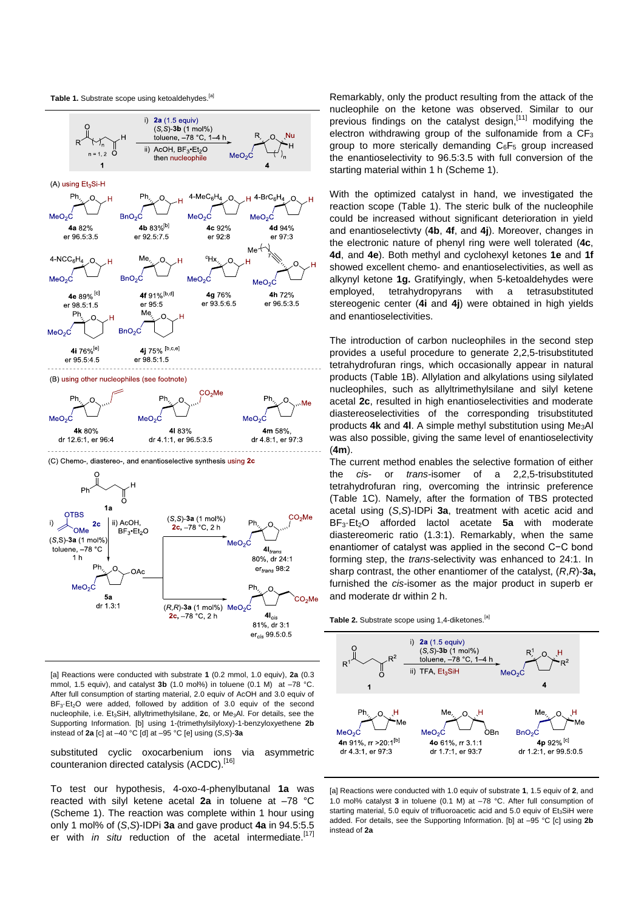**Table 1.** Substrate scope using ketoaldehydes.[a]

i) **2a** (1.5 equiv), (*S*,*S*)-**3b** (1 mol%), toluene, –78 °C, 1–4 h; ii) AcOH, $BF_3 \cdot Et_2O$ then nucleophile. **1** (n = 1, 2) → **4**

(A) using $Et_3Si$-H

**4a** 82%, er 96.5:3.5

**4b** 83%[b], er 92.5:7.5

**4c** 92%, er 92:8

**4d** 94%, er 97:3

**4e** 89% [c], er 98.5:1.5

**4f** 91%[b,d], er 95:5

**4g** 76%, er 93.5:6.5

**4h** 72%, er 96.5:3.5

**4i** 76%[e], er 95.5:4.5

**4j** 75% [b,c,e], er 98.5:1.5

(B) using other nucleophiles (see footnote)

**4k** 80%, dr 12.6:1, er 96:4

**4l** 83%, dr 4.1:1, er 96.5:3.5

**4m** 58%, dr 4.8:1, er 97:3

(C) Chemo-, diastereo-, and enantioselective synthesis using **2c**

**1a** → i) **2c**, (*S*,*S*)-**3a** (1 mol%), toluene, –78 °C, 1 h; ii) AcOH, $BF_3 \cdot Et_2O$ → **5a**, dr 1.3:1

**5a** → (*S*,*S*)-**3a** (1 mol%), **2c**, –78 °C, 2 h → **4l**$_{trans}$ 80%, dr 24:1, er$_{trans}$ 98:2

**5a** → (*R*,*R*)-**3a** (1 mol%), **2c**, –78 °C, 2 h → **4l**$_{cis}$ 81%, dr 3:1, er$_{cis}$ 99.5:0.5

[a] Reactions were conducted with substrate **1** (0.2 mmol, 1.0 equiv), **2a** (0.3 mmol, 1.5 equiv) and catalyst **3b** (1.0 mol%) in toluene (0.1 M) at –78 °C. After full consumption of starting material, 2.0 equiv of AcOH and 3.0 equiv of $BF_3 \cdot Et_2O$ were added, followed by addition of 3.0 equiv of the second nucleophile, i.e. $Et_3SiH$, allyltrimethylsilane, **2c**, or $Me_3Al$. For details, see the Supporting Information. [b] using 1-(trimethylsilyloxy)-1-benzyloxyethene **2b** instead of **2a** [c] at –40 °C [d] at –95 °C [e] using (*S*,*S*)-**3a**

substituted cyclic oxocarbenium ions via asymmetric counteranion directed catalysis (ACDC).[16]

To test our hypothesis, 4-oxo-4-phenylbutanal **1a** was reacted with silyl ketene acetal **2a** in toluene at –78 °C (Scheme 1). The reaction was complete within 1 hour using only 1 mol% of (*S*,*S*)-IDPi **3a** and gave product **4a** in 94.5:5.5 er with *in situ* reduction of the acetal intermediate.[17] Remarkably, only the product resulting from the attack of the nucleophile on the ketone was observed. Similar to our previous findings on the catalyst design,[11] modifying the electron withdrawing group of the sulfonamide from a $CF_3$ group to more sterically demanding $C_6F_5$ group increased the enantioselectivity to 96.5:3.5 with full conversion of the starting material within 1 h (Scheme 1).

With the optimized catalyst in hand, we investigated the reaction scope (Table 1). The steric bulk of the nucleophile could be increased without significant deterioration in yield and enantioselectivty (**4b**, **4f**, and **4j**). Moreover, changes in the electronic nature of phenyl ring were well tolerated (**4c**, **4d**, and **4e**). Both methyl and cyclohexyl ketones **1e** and **1f** showed excellent chemo- and enantioselectivities, as well as alkynyl ketone **1g.** Gratifyingly, when 5-ketoaldehydes were employed, tetrahydropyrans with a tetrasubstituted stereogenic center (**4i** and **4j**) were obtained in high yields and enantioselectivities.

The introduction of carbon nucleophiles in the second step provides a useful procedure to generate 2,2,5-trisubstituted tetrahydrofuran rings, which occasionally appear in natural products (Table 1B). Allylation and alkylations using silylated nucleophiles, such as allyltrimethylsilane and silyl ketene acetal **2c**, resulted in high enantioselectivities and moderate diastereoselectivities of the corresponding trisubstituted products **4k** and **4l**. A simple methyl substitution using $Me_3Al$ was also possible, giving the same level of enantioselectivity (**4m**).

The current method enables the selective formation of either the *cis*- or *trans*-isomer of a 2,2,5-trisubstituted tetrahydrofuran ring, overcoming the intrinsic preference (Table 1C). Namely, after the formation of TBS protected acetal using (*S*,*S*)-IDPi **3a**, treatment with acetic acid and $BF_3 \cdot Et_2O$ afforded lactol acetate **5a** with moderate diastereomeric ratio (1.3:1). Remarkably, when the same enantiomer of catalyst was applied in the second C−C bond forming step, the *trans*-selectivity was enhanced to 24:1. In sharp contrast, the other enantiomer of the catalyst, (*R*,*R*)-**3a,** furnished the *cis*-isomer as the major product in superb er and moderate dr within 2 h.

**Table 2.** Substrate scope using 1,4-diketones.[a]

i) **2a** (1.5 equiv), (*S*,*S*)-**3b** (1 mol%), toluene, –78 °C, 1–4 h; ii) TFA, $Et_3SiH$. **1** → **4**

**4n** 91%, rr >20:1[b], dr 4.3:1, er 97:3

**4o** 61%, rr 3.1:1, dr 1.7:1, er 93:7

**4p** 92% [c], dr 1.2:1, er 99.5:0.5

[a] Reactions were conducted with 1.0 equiv of substrate **1**, 1.5 equiv of **2**, and 1.0 mol% catalyst **3** in toluene (0.1 M) at –78 °C. After full consumption of starting material, 5.0 equiv of trifluoroacetic acid and 5.0 equiv of $Et_3SiH$ were added. For details, see the Supporting Information. [b] at –95 °C [c] using **2b** instead of **2a**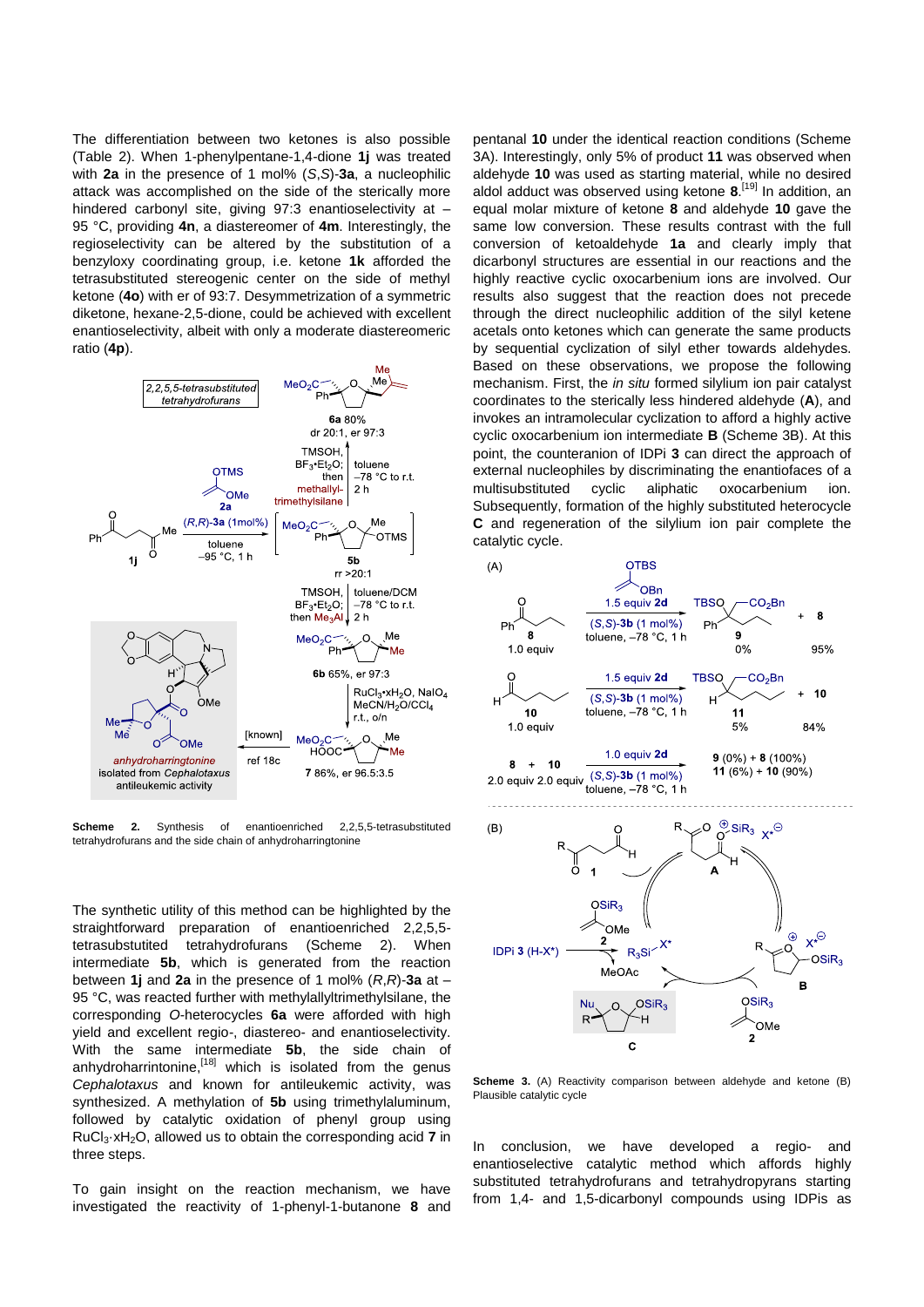The differentiation between two ketones is also possible (Table 2). When 1-phenylpentane-1,4-dione **1j** was treated with **2a** in the presence of 1 mol% (*S*,*S*)-**3a**, a nucleophilic attack was accomplished on the side of the sterically more hindered carbonyl site, giving 97:3 enantioselectivity at –95 °C, providing **4n**, a diastereomer of **4m**. Interestingly, the regioselectivity can be altered by the substitution of a benzyloxy coordinating group, i.e. ketone **1k** afforded the tetrasubstituted stereogenic center on the side of methyl ketone (**4o**) with er of 93:7. Desymmetrization of a symmetric diketone, hexane-2,5-dione, could be achieved with excellent enantioselectivity, albeit with only a moderate diastereomeric ratio (**4p**).

**Scheme 2.** Synthesis of enantioenriched 2,2,5,5-tetrasubstituted tetrahydrofurans and the side chain of anhydroharringtonine

The synthetic utility of this method can be highlighted by the straightforward preparation of enantioenriched 2,2,5,5-tetrasubstituted tetrahydrofurans (Scheme 2). When intermediate **5b**, which is generated from the reaction between **1j** and **2a** in the presence of 1 mol% (*R*,*R*)-**3a** at –95 °C, was treated further with methylallyltrimethylsilane, the corresponding *O*-heterocycles **6a** were afforded with high yield and excellent regio-, diastereo- and enantioselectivity. With the same intermediate **5b**, the side chain of anhydroharrintonine,[18] which is isolated from the genus *Cephalotaxus* and known for antileukemic activity, was synthesized. A methylation of **5b** using trimethylaluminum, followed by catalytic oxidation of phenyl group using $RuCl_3 \cdot xH_2O$, allowed us to obtain the corresponding acid **7** in three steps.

To gain insight on the reaction mechanism, we have investigated the reactivity of 1-phenyl-1-butanone **8** and pentanal **10** under the identical reaction conditions (Scheme 3A). Interestingly, only 5% of product **11** was observed when aldehyde **10** was used as starting material, while no desired aldol adduct was observed using ketone **8**.[19] In addition, an equal molar mixture of ketone **8** and aldehyde **10** gave the same low conversion. These results contrast with the full conversion of ketoaldehyde **1a** and clearly imply that dicarbonyl structures are essential in our reactions and the highly reactive cyclic oxocarbenium ions are involved. Our results also suggest that the reaction does not precede through the direct nucleophilic addition of the silyl ketene acetals onto ketones which can generate the same products by sequential cyclization of silyl ether towards aldehydes. Based on these observations, we propose the following mechanism. First, the *in situ* formed silylium ion pair catalyst coordinates to the sterically less hindered aldehyde (**A**), and invokes an intramolecular cyclization to afford a highly active cyclic oxocarbenium ion intermediate **B** (Scheme 3B). At this point, the counteranion of IDPi **3** can direct the approach of external nucleophiles by discriminating the enantiofaces of a multisubstituted cyclic aliphatic oxocarbenium ion. Subsequently, formation of the highly substituted heterocycle **C** and regeneration of the silylium ion pair complete the catalytic cycle.

**Scheme 3.** (A) Reactivity comparison between aldehyde and ketone (B) Plausible catalytic cycle

In conclusion, we have developed a regio- and enantioselective catalytic method which affords highly substituted tetrahydrofurans and tetrahydropyrans starting from 1,4- and 1,5-dicarbonyl compounds using IDPis as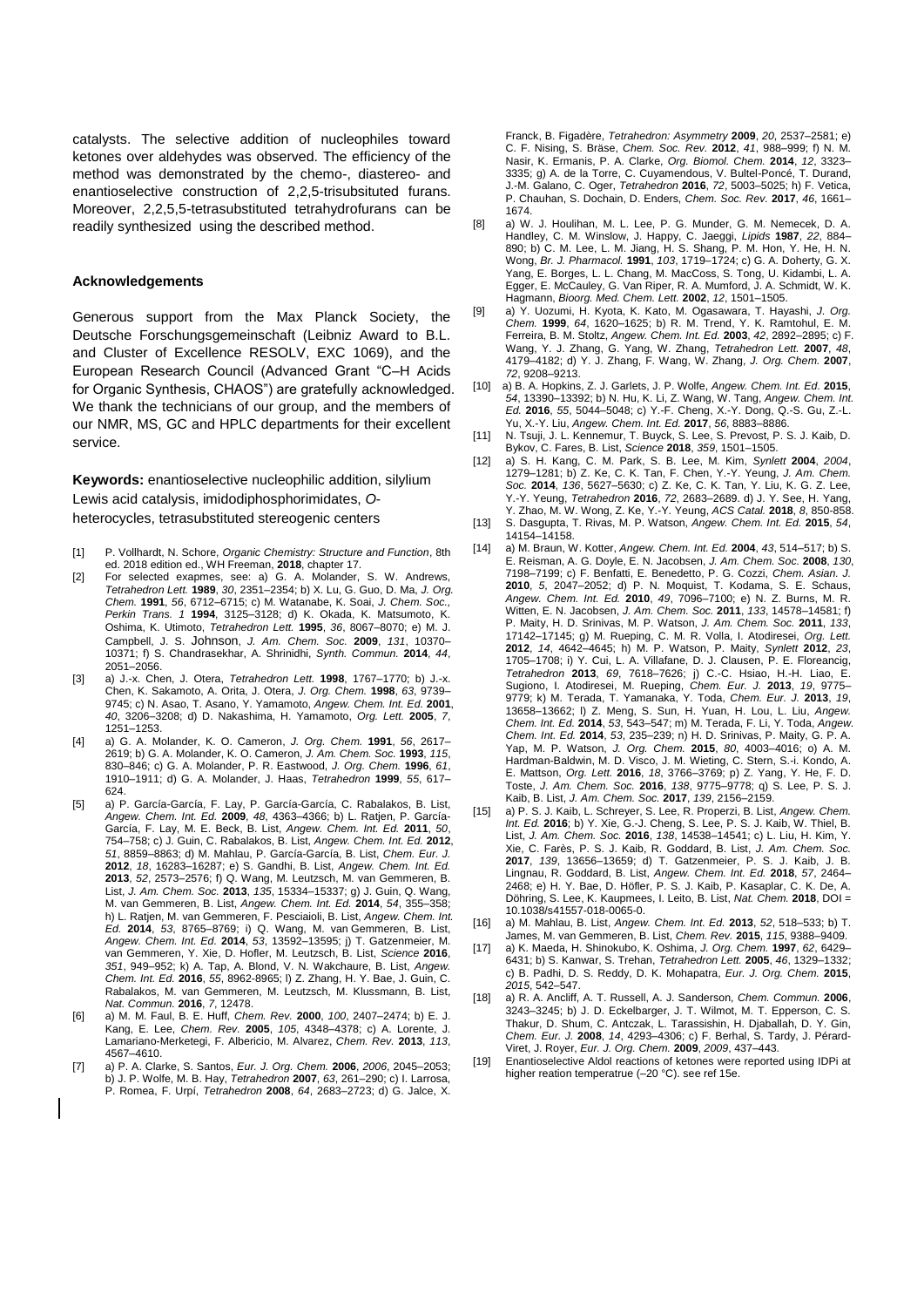catalysts. The selective addition of nucleophiles toward ketones over aldehydes was observed. The efficiency of the method was demonstrated by the chemo-, diastereo- and enantioselective construction of 2,2,5-trisubstituted furans. Moreover, 2,2,5,5-tetrasubstituted tetrahydrofurans can be readily synthesized using the described method.

### Acknowledgements

Generous support from the Max Planck Society, the Deutsche Forschungsgemeinschaft (Leibniz Award to B.L. and Cluster of Excellence RESOLV, EXC 1069), and the European Research Council (Advanced Grant "C–H Acids for Organic Synthesis, CHAOS") are gratefully acknowledged. We thank the technicians of our group, and the members of our NMR, MS, GC and HPLC departments for their excellent service.

**Keywords:** enantioselective nucleophilic addition, silylium Lewis acid catalysis, imidodiphosphorimidates, *O*-heterocycles, tetrasubstituted stereogenic centers

- [1] P. Vollhardt, N. Schore, *Organic Chemistry: Structure and Function*, 8th ed. 2018 edition ed., WH Freeman, **2018**, chapter 17.
- [2] For selected exapmes, see: a) G. A. Molander, S. W. Andrews, *Tetrahedron Lett.* **1989**, *30*, 2351–2354; b) X. Lu, G. Guo, D. Ma, *J. Org. Chem.* **1991**, *56*, 6712–6715; c) M. Watanabe, K. Soai, *J. Chem. Soc., Perkin Trans. 1* **1994**, 3125–3128; d) K. Okada, K. Matsumoto, K. Oshima, K. Utimoto, *Tetrahedron Lett.* **1995**, *36*, 8067–8070; e) M. J. Campbell, J. S. Johnson, *J. Am. Chem. Soc.* **2009**, *131*, 10370–10371; f) S. Chandrasekhar, A. Shrinidhi, *Synth. Commun.* **2014**, *44*, 2051–2056.
- [3] a) J.-x. Chen, J. Otera, *Tetrahedron Lett.* **1998**, 1767–1770; b) J.-x. Chen, K. Sakamoto, A. Orita, J. Otera, *J. Org. Chem.* **1998**, *63*, 9739–9745; c) N. Asao, T. Asano, Y. Yamamoto, *Angew. Chem. Int. Ed.* **2001**, *40*, 3206–3208; d) D. Nakashima, H. Yamamoto, *Org. Lett.* **2005**, *7*, 1251–1253.
- [4] a) G. A. Molander, K. O. Cameron, *J. Org. Chem.* **1991**, *56*, 2617–2619; b) G. A. Molander, K. O. Cameron, *J. Am. Chem. Soc.* **1993**, *115*, 830–846; c) G. A. Molander, P. R. Eastwood, *J. Org. Chem.* **1996**, *61*, 1910–1911; d) G. A. Molander, J. Haas, *Tetrahedron* **1999**, *55*, 617–624.
- [5] a) P. García-García, F. Lay, P. García-García, C. Rabalakos, B. List, *Angew. Chem. Int. Ed.* **2009**, *48*, 4363–4366; b) L. Ratjen, P. García-García, F. Lay, M. E. Beck, B. List, *Angew. Chem. Int. Ed.* **2011**, *50*, 754–758; c) J. Guin, C. Rabalakos, B. List, *Angew. Chem. Int. Ed.* **2012**, *51*, 8859–8863; d) M. Mahlau, P. García-García, B. List, *Chem. Eur. J.* **2012**, *18*, 16283–16287; e) S. Gandhi, B. List, *Angew. Chem. Int. Ed.* **2013**, *52*, 2573–2576; f) Q. Wang, M. Leutzsch, M. van Gemmeren, B. List, *J. Am. Chem. Soc.* **2013**, *135*, 15334–15337; g) J. Guin, Q. Wang, M. van Gemmeren, B. List, *Angew. Chem. Int. Ed.* **2014**, *54*, 355–358; h) L. Ratjen, M. van Gemmeren, F. Pesciaioli, B. List, *Angew. Chem. Int. Ed.* **2014**, *53*, 8765–8769; i) Q. Wang, M. van Gemmeren, B. List, *Angew. Chem. Int. Ed.* **2014**, *53*, 13592–13595; j) T. Gatzenmeier, M. van Gemmeren, Y. Xie, D. Hofler, M. Leutzsch, B. List, *Science* **2016**, *351*, 949–952; k) A. Tap, A. Blond, V. N. Wakchaure, B. List, *Angew. Chem. Int. Ed.* **2016**, *55*, 8962-8965; l) Z. Zhang, H. Y. Bae, J. Guin, C. Rabalakos, M. van Gemmeren, M. Leutzsch, M. Klussmann, B. List, *Nat. Commun.* **2016**, *7*, 12478.
- [6] a) M. M. Faul, B. E. Huff, *Chem. Rev.* **2000**, *100*, 2407–2474; b) E. J. Kang, E. Lee, *Chem. Rev.* **2005**, *105*, 4348–4378; c) A. Lorente, J. Lamariano-Merketegi, F. Albericio, M. Alvarez, *Chem. Rev.* **2013**, *113*, 4567–4610.
- [7] a) P. A. Clarke, S. Santos, *Eur. J. Org. Chem.* **2006**, *2006*, 2045–2053; b) J. P. Wolfe, M. B. Hay, *Tetrahedron* **2007**, *63*, 261–290; c) I. Larrosa, P. Romea, F. Urpí, *Tetrahedron* **2008**, *64*, 2683–2723; d) G. Jalce, X. Franck, B. Figadère, *Tetrahedron: Asymmetry* **2009**, *20*, 2537–2581; e) C. F. Nising, S. Bräse, *Chem. Soc. Rev.* **2012**, *41*, 988–999; f) N. M. Nasir, K. Ermanis, P. A. Clarke, *Org. Biomol. Chem.* **2014**, *12*, 3323–3335; g) A. de la Torre, C. Cuyamendous, V. Bultel-Poncé, T. Durand, J.-M. Galano, C. Oger, *Tetrahedron* **2016**, *72*, 5003–5025; h) F. Vetica, P. Chauhan, S. Dochain, D. Enders, *Chem. Soc. Rev.* **2017**, *46*, 1661–1674.
- [8] a) W. J. Houlihan, M. L. Lee, P. G. Munder, G. M. Nemecek, D. A. Handley, C. M. Winslow, J. Happy, C. Jaeggi, *Lipids* **1987**, *22*, 884–890; b) C. M. Lee, L. M. Jiang, H. S. Shang, P. M. Hon, Y. He, H. N. Wong, *Br. J. Pharmacol.* **1991**, *103*, 1719–1724; c) G. A. Doherty, G. X. Yang, E. Borges, L. L. Chang, M. MacCoss, S. Tong, U. Kidambi, L. A. Egger, E. McCauley, G. Van Riper, R. A. Mumford, J. A. Schmidt, W. K. Hagmann, *Bioorg. Med. Chem. Lett.* **2002**, *12*, 1501–1505.
- [9] a) Y. Uozumi, H. Kyota, K. Kato, M. Ogasawara, T. Hayashi, *J. Org. Chem.* **1999**, *64*, 1620–1625; b) R. M. Trend, Y. K. Ramtohul, E. M. Ferreira, B. M. Stoltz, *Angew. Chem. Int. Ed.* **2003**, *42*, 2892–2895; c) F. Wang, Y. J. Zhang, G. Yang, W. Zhang, *Tetrahedron Lett.* **2007**, *48*, 4179–4182; d) Y. J. Zhang, F. Wang, W. Zhang, *J. Org. Chem.* **2007**, *72*, 9208–9213.
- [10] a) B. A. Hopkins, Z. J. Garlets, J. P. Wolfe, *Angew. Chem. Int. Ed.* **2015**, *54*, 13390–13392; b) N. Hu, K. Li, Z. Wang, W. Tang, *Angew. Chem. Int. Ed.* **2016**, *55*, 5044–5048; c) Y.-F. Cheng, X.-Y. Dong, Q.-S. Gu, Z.-L. Yu, X.-Y. Liu, *Angew. Chem. Int. Ed.* **2017**, *56*, 8883–8886.
- [11] N. Tsuji, J. L. Kennemur, T. Buyck, S. Lee, S. Prevost, P. S. J. Kaib, D. Bykov, C. Fares, B. List, *Science* **2018**, *359*, 1501–1505.
- [12] a) S. H. Kang, C. M. Park, S. B. Lee, M. Kim, *Synlett* **2004**, *2004*, 1279–1281; b) Z. Ke, C. K. Tan, F. Chen, Y.-Y. Yeung, *J. Am. Chem. Soc.* **2014**, *136*, 5627–5630; c) Z. Ke, C. K. Tan, Y. Liu, K. G. Z. Lee, Y.-Y. Yeung, *Tetrahedron* **2016**, *72*, 2683–2689. d) J. Y. See, H. Yang, Y. Zhao, M. W. Wong, Z. Ke, Y.-Y. Yeung, *ACS Catal.* **2018**, *8*, 850-858.
- [13] S. Dasgupta, T. Rivas, M. P. Watson, *Angew. Chem. Int. Ed.* **2015**, *54*, 14154–14158.
- [14] a) M. Braun, W. Kotter, *Angew. Chem. Int. Ed.* **2004**, *43*, 514–517; b) S. E. Reisman, A. G. Doyle, E. N. Jacobsen, *J. Am. Chem. Soc.* **2008**, *130*, 7198–7199; c) F. Benfatti, E. Benedetto, P. G. Cozzi, *Chem. Asian. J.* **2010**, *5*, 2047–2052; d) P. N. Moquist, T. Kodama, S. E. Schaus, *Angew. Chem. Int. Ed.* **2010**, *49*, 7096–7100; e) N. Z. Burns, M. R. Witten, E. N. Jacobsen, *J. Am. Chem. Soc.* **2011**, *133*, 14578–14581; f) P. Maity, H. D. Srinivas, M. P. Watson, *J. Am. Chem. Soc.* **2011**, *133*, 17142–17145; g) M. Rueping, C. M. R. Volla, I. Atodiresei, *Org. Lett.* **2012**, *14*, 4642–4645; h) M. P. Watson, P. Maity, *Synlett* **2012**, *23*, 1705–1708; i) Y. Cui, L. A. Villafane, D. J. Clausen, P. E. Floreancig, *Tetrahedron* **2013**, *69*, 7618–7626; j) C.-C. Hsiao, H.-H. Liao, E. Sugiono, I. Atodiresei, M. Rueping, *Chem. Eur. J.* **2013**, *19*, 9775–9779; k) M. Terada, T. Yamanaka, Y. Toda, *Chem. Eur. J.* **2013**, *19*, 13658–13662; l) Z. Meng, S. Sun, H. Yuan, H. Lou, L. Liu, *Angew. Chem. Int. Ed.* **2014**, *53*, 543–547; m) M. Terada, F. Li, Y. Toda, *Angew. Chem. Int. Ed.* **2014**, *53*, 235–239; n) H. D. Srinivas, P. Maity, G. P. A. Yap, M. P. Watson, *J. Org. Chem.* **2015**, *80*, 4003–4016; o) A. M. Hardman-Baldwin, M. D. Visco, J. M. Wieting, C. Stern, S.-i. Kondo, A. E. Mattson, *Org. Lett.* **2016**, *18*, 3766–3769; p) Z. Yang, Y. He, F. D. Toste, *J. Am. Chem. Soc.* **2016**, *138*, 9775–9778; q) S. Lee, P. S. J. Kaib, B. List, *J. Am. Chem. Soc.* **2017**, *139*, 2156–2159.
- [15] a) P. S. J. Kaib, L. Schreyer, S. Lee, R. Properzi, B. List, *Angew. Chem. Int. Ed.* **2016**; b) Y. Xie, G.-J. Cheng, S. Lee, P. S. J. Kaib, W. Thiel, B. List, *J. Am. Chem. Soc.* **2016**, *138*, 14538–14541; c) L. Liu, H. Kim, Y. Xie, C. Farès, P. S. J. Kaib, R. Goddard, B. List, *J. Am. Chem. Soc.* **2017**, *139*, 13656–13659; d) T. Gatzenmeier, P. S. J. Kaib, J. B. Lingnau, R. Goddard, B. List, *Angew. Chem. Int. Ed.* **2018**, *57*, 2464–2468; e) H. Y. Bae, D. Höfler, P. S. J. Kaib, P. Kasaplar, C. K. De, A. Döhring, S. Lee, K. Kaupmees, I. Leito, B. List, *Nat. Chem.* **2018**, DOI = 10.1038/s41557-018-0065-0.
- [16] a) M. Mahlau, B. List, *Angew. Chem. Int. Ed.* **2013**, *52*, 518–533; b) T. James, M. van Gemmeren, B. List, *Chem. Rev.* **2015**, *115*, 9388–9409.
- [17] a) K. Maeda, H. Shinokubo, K. Oshima, *J. Org. Chem.* **1997**, *62*, 6429–6431; b) S. Kanwar, S. Trehan, *Tetrahedron Lett.* **2005**, *46*, 1329–1332; c) B. Padhi, D. S. Reddy, D. K. Mohapatra, *Eur. J. Org. Chem.* **2015**, *2015*, 542–547.
- [18] a) R. A. Ancliff, A. T. Russell, A. J. Sanderson, *Chem. Commun.* **2006**, 3243–3245; b) J. D. Eckelbarger, J. T. Wilmot, M. T. Epperson, C. S. Thakur, D. Shum, C. Antczak, L. Tarassishin, H. Djaballah, D. Y. Gin, *Chem. Eur. J.* **2008**, *14*, 4293–4306; c) F. Berhal, S. Tardy, J. Pérard-Viret, J. Royer, *Eur. J. Org. Chem.* **2009**, *2009*, 437–443.
- [19] Enantioselective Aldol reactions of ketones were reported using IDPi at higher reation temperatrue (–20 °C). see ref 15e.